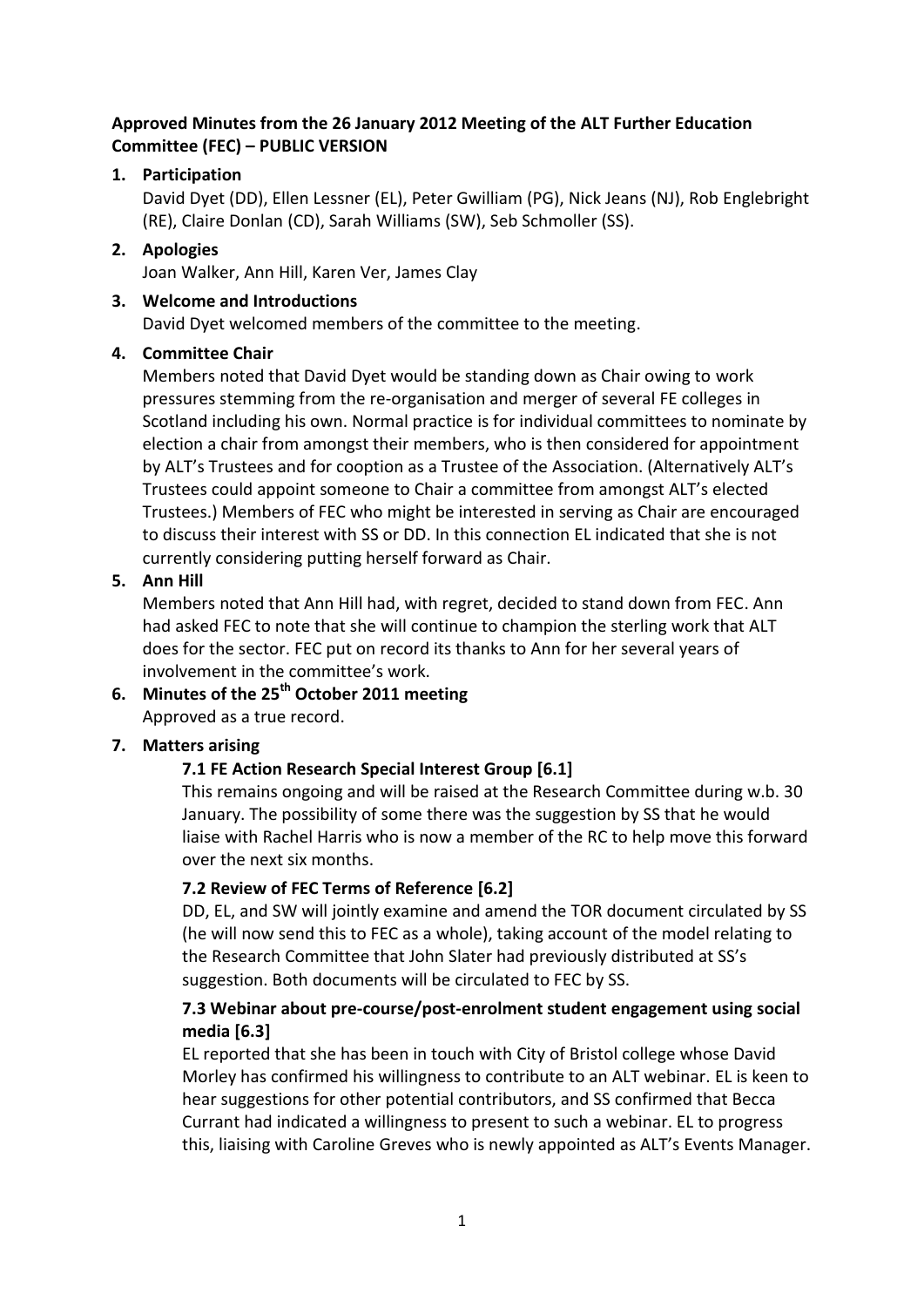**Approved Minutes from the 26 January 2012 Meeting of the ALT Further Education Committee (FEC) – PUBLIC VERSION**

1. **Participation**

   David Dyet (DD), Ellen Lessner (EL), Peter Gwilliam (PG), Nick Jeans (NJ), Rob Englebright (RE), Claire Donlan (CD), Sarah Williams (SW), Seb Schmoller (SS).

2. **Apologies**

   Joan Walker, Ann Hill, Karen Ver, James Clay

3. **Welcome and Introductions**

   David Dyet welcomed members of the committee to the meeting.

4. **Committee Chair**

   Members noted that David Dyet would be standing down as Chair owing to work pressures stemming from the re-organisation and merger of several FE colleges in Scotland including his own. Normal practice is for individual committees to nominate by election a chair from amongst their members, who is then considered for appointment by ALT's Trustees and for cooption as a Trustee of the Association. (Alternatively ALT's Trustees could appoint someone to Chair a committee from amongst ALT's elected Trustees.) Members of FEC who might be interested in serving as Chair are encouraged to discuss their interest with SS or DD. In this connection EL indicated that she is not currently considering putting herself forward as Chair.

5. **Ann Hill**

   Members noted that Ann Hill had, with regret, decided to stand down from FEC. Ann had asked FEC to note that she will continue to champion the sterling work that ALT does for the sector. FEC put on record its thanks to Ann for her several years of involvement in the committee's work.

6. **Minutes of the 25th October 2011 meeting**

   Approved as a true record.

7. **Matters arising**

   **7.1 FE Action Research Special Interest Group [6.1]**

   This remains ongoing and will be raised at the Research Committee during w.b. 30 January. The possibility of some there was the suggestion by SS that he would liaise with Rachel Harris who is now a member of the RC to help move this forward over the next six months.

   **7.2 Review of FEC Terms of Reference [6.2]**

   DD, EL, and SW will jointly examine and amend the TOR document circulated by SS (he will now send this to FEC as a whole), taking account of the model relating to the Research Committee that John Slater had previously distributed at SS's suggestion. Both documents will be circulated to FEC by SS.

   **7.3 Webinar about pre-course/post-enrolment student engagement using social media [6.3]**

   EL reported that she has been in touch with City of Bristol college whose David Morley has confirmed his willingness to contribute to an ALT webinar. EL is keen to hear suggestions for other potential contributors, and SS confirmed that Becca Currant had indicated a willingness to present to such a webinar. EL to progress this, liaising with Caroline Greves who is newly appointed as ALT's Events Manager.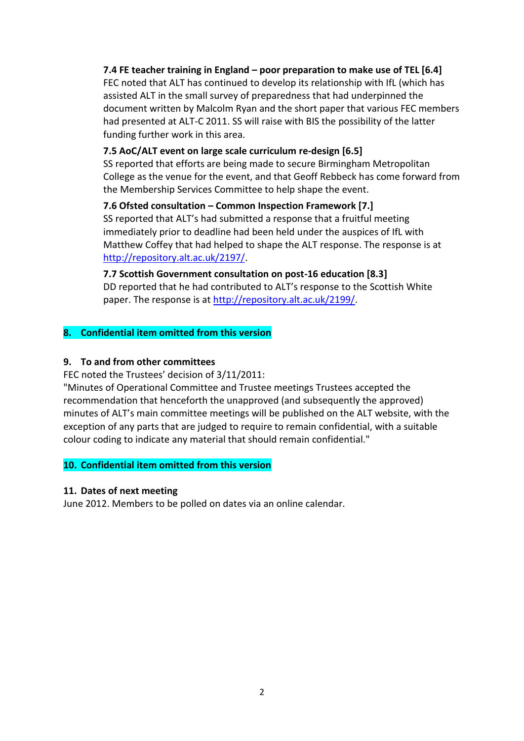### 7.4 FE teacher training in England – poor preparation to make use of TEL [6.4]

FEC noted that ALT has continued to develop its relationship with IfL (which has assisted ALT in the small survey of preparedness that had underpinned the document written by Malcolm Ryan and the short paper that various FEC members had presented at ALT-C 2011. SS will raise with BIS the possibility of the latter funding further work in this area.

### 7.5 AoC/ALT event on large scale curriculum re-design [6.5]

SS reported that efforts are being made to secure Birmingham Metropolitan College as the venue for the event, and that Geoff Rebbeck has come forward from the Membership Services Committee to help shape the event.

### 7.6 Ofsted consultation – Common Inspection Framework [7.]

SS reported that ALT's had submitted a response that a fruitful meeting immediately prior to deadline had been held under the auspices of IfL with Matthew Coffey that had helped to shape the ALT response. The response is at http://repository.alt.ac.uk/2197/.

### 7.7 Scottish Government consultation on post-16 education [8.3]

DD reported that he had contributed to ALT's response to the Scottish White paper. The response is at http://repository.alt.ac.uk/2199/.

## 8. Confidential item omitted from this version

## 9. To and from other committees

FEC noted the Trustees' decision of 3/11/2011:

"Minutes of Operational Committee and Trustee meetings Trustees accepted the recommendation that henceforth the unapproved (and subsequently the approved) minutes of ALT's main committee meetings will be published on the ALT website, with the exception of any parts that are judged to require to remain confidential, with a suitable colour coding to indicate any material that should remain confidential."

## 10. Confidential item omitted from this version

## 11. Dates of next meeting

June 2012. Members to be polled on dates via an online calendar.